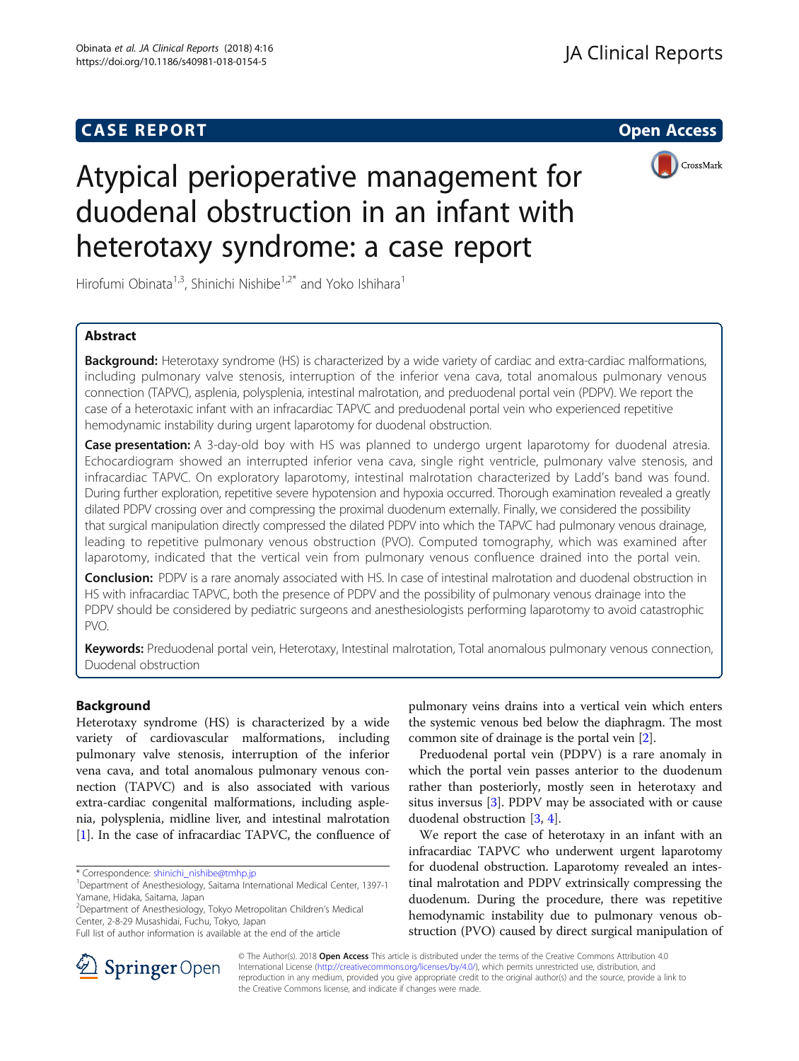CASE REPORT

Open Access

# Atypical perioperative management for duodenal obstruction in an infant with heterotaxy syndrome: a case report

Hirofumi Obinata[1,3], Shinichi Nishibe[1,2*] and Yoko Ishihara[1]

## Abstract

**Background:** Heterotaxy syndrome (HS) is characterized by a wide variety of cardiac and extra-cardiac malformations, including pulmonary valve stenosis, interruption of the inferior vena cava, total anomalous pulmonary venous connection (TAPVC), asplenia, polysplenia, intestinal malrotation, and preduodenal portal vein (PDPV). We report the case of a heterotaxic infant with an infracardiac TAPVC and preduodenal portal vein who experienced repetitive hemodynamic instability during urgent laparotomy for duodenal obstruction.

**Case presentation:** A 3-day-old boy with HS was planned to undergo urgent laparotomy for duodenal atresia. Echocardiogram showed an interrupted inferior vena cava, single right ventricle, pulmonary valve stenosis, and infracardiac TAPVC. On exploratory laparotomy, intestinal malrotation characterized by Ladd's band was found. During further exploration, repetitive severe hypotension and hypoxia occurred. Thorough examination revealed a greatly dilated PDPV crossing over and compressing the proximal duodenum externally. Finally, we considered the possibility that surgical manipulation directly compressed the dilated PDPV into which the TAPVC had pulmonary venous drainage, leading to repetitive pulmonary venous obstruction (PVO). Computed tomography, which was examined after laparotomy, indicated that the vertical vein from pulmonary venous confluence drained into the portal vein.

**Conclusion:** PDPV is a rare anomaly associated with HS. In case of intestinal malrotation and duodenal obstruction in HS with infracardiac TAPVC, both the presence of PDPV and the possibility of pulmonary venous drainage into the PDPV should be considered by pediatric surgeons and anesthesiologists performing laparotomy to avoid catastrophic PVO.

**Keywords:** Preduodenal portal vein, Heterotaxy, Intestinal malrotation, Total anomalous pulmonary venous connection, Duodenal obstruction

## Background

Heterotaxy syndrome (HS) is characterized by a wide variety of cardiovascular malformations, including pulmonary valve stenosis, interruption of the inferior vena cava, and total anomalous pulmonary venous connection (TAPVC) and is also associated with various extra-cardiac congenital malformations, including asplenia, polysplenia, midline liver, and intestinal malrotation [1]. In the case of infracardiac TAPVC, the confluence of pulmonary veins drains into a vertical vein which enters the systemic venous bed below the diaphragm. The most common site of drainage is the portal vein [2].

Preduodenal portal vein (PDPV) is a rare anomaly in which the portal vein passes anterior to the duodenum rather than posteriorly, mostly seen in heterotaxy and situs inversus [3]. PDPV may be associated with or cause duodenal obstruction [3, 4].

We report the case of heterotaxy in an infant with an infracardiac TAPVC who underwent urgent laparotomy for duodenal obstruction. Laparotomy revealed an intestinal malrotation and PDPV extrinsically compressing the duodenum. During the procedure, there was repetitive hemodynamic instability due to pulmonary venous obstruction (PVO) caused by direct surgical manipulation of

* Correspondence: shinichi_nishibe@tmhp.jp
[1]Department of Anesthesiology, Saitama International Medical Center, 1397-1 Yamane, Hidaka, Saitama, Japan
[2]Department of Anesthesiology, Tokyo Metropolitan Children's Medical Center, 2-8-29 Musashidai, Fuchu, Tokyo, Japan
Full list of author information is available at the end of the article

© The Author(s). 2018 **Open Access** This article is distributed under the terms of the Creative Commons Attribution 4.0 International License (http://creativecommons.org/licenses/by/4.0/), which permits unrestricted use, distribution, and reproduction in any medium, provided you give appropriate credit to the original author(s) and the source, provide a link to the Creative Commons license, and indicate if changes were made.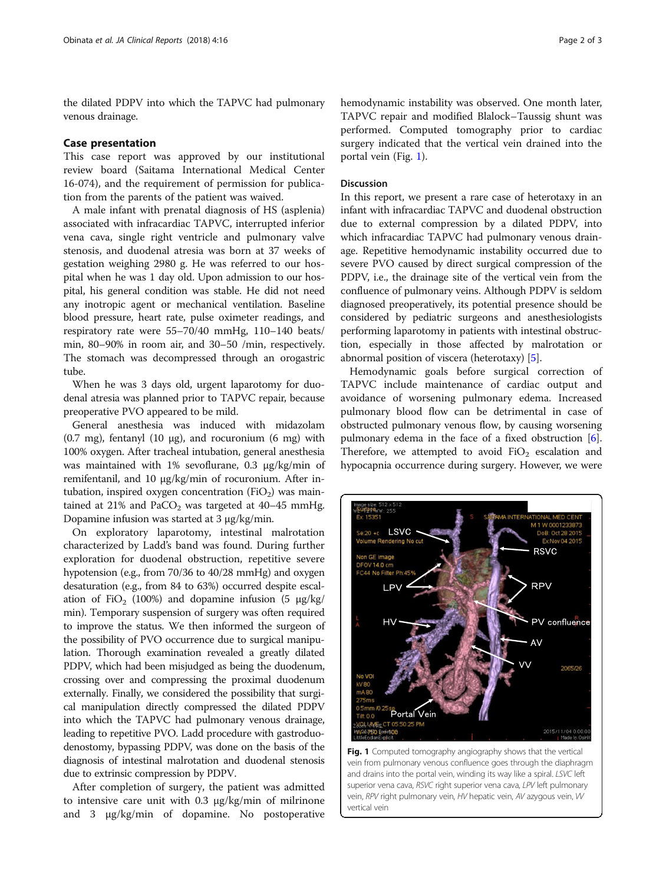the dilated PDPV into which the TAPVC had pulmonary venous drainage.

## Case presentation

This case report was approved by our institutional review board (Saitama International Medical Center 16-074), and the requirement of permission for publication from the parents of the patient was waived.

A male infant with prenatal diagnosis of HS (asplenia) associated with infracardiac TAPVC, interrupted inferior vena cava, single right ventricle and pulmonary valve stenosis, and duodenal atresia was born at 37 weeks of gestation weighing 2980 g. He was referred to our hospital when he was 1 day old. Upon admission to our hospital, his general condition was stable. He did not need any inotropic agent or mechanical ventilation. Baseline blood pressure, heart rate, pulse oximeter readings, and respiratory rate were 55–70/40 mmHg, 110–140 beats/min, 80–90% in room air, and 30–50 /min, respectively. The stomach was decompressed through an orogastric tube.

When he was 3 days old, urgent laparotomy for duodenal atresia was planned prior to TAPVC repair, because preoperative PVO appeared to be mild.

General anesthesia was induced with midazolam (0.7 mg), fentanyl (10 μg), and rocuronium (6 mg) with 100% oxygen. After tracheal intubation, general anesthesia was maintained with 1% sevoflurane, 0.3 μg/kg/min of remifentanil, and 10 μg/kg/min of rocuronium. After intubation, inspired oxygen concentration ($FiO_2$) was maintained at 21% and $PaCO_2$ was targeted at 40–45 mmHg. Dopamine infusion was started at 3 μg/kg/min.

On exploratory laparotomy, intestinal malrotation characterized by Ladd's band was found. During further exploration for duodenal obstruction, repetitive severe hypotension (e.g., from 70/36 to 40/28 mmHg) and oxygen desaturation (e.g., from 84 to 63%) occurred despite escalation of $FiO_2$ (100%) and dopamine infusion (5 μg/kg/min). Temporary suspension of surgery was often required to improve the status. We then informed the surgeon of the possibility of PVO occurrence due to surgical manipulation. Thorough examination revealed a greatly dilated PDPV, which had been misjudged as being the duodenum, crossing over and compressing the proximal duodenum externally. Finally, we considered the possibility that surgical manipulation directly compressed the dilated PDPV into which the TAPVC had pulmonary venous drainage, leading to repetitive PVO. Ladd procedure with gastroduodenostomy, bypassing PDPV, was done on the basis of the diagnosis of intestinal malrotation and duodenal stenosis due to extrinsic compression by PDPV.

After completion of surgery, the patient was admitted to intensive care unit with 0.3 μg/kg/min of milrinone and 3 μg/kg/min of dopamine. No postoperative hemodynamic instability was observed. One month later, TAPVC repair and modified Blalock–Taussig shunt was performed. Computed tomography prior to cardiac surgery indicated that the vertical vein drained into the portal vein (Fig. 1).

## Discussion

In this report, we present a rare case of heterotaxy in an infant with infracardiac TAPVC and duodenal obstruction due to external compression by a dilated PDPV, into which infracardiac TAPVC had pulmonary venous drainage. Repetitive hemodynamic instability occurred due to severe PVO caused by direct surgical compression of the PDPV, i.e., the drainage site of the vertical vein from the confluence of pulmonary veins. Although PDPV is seldom diagnosed preoperatively, its potential presence should be considered by pediatric surgeons and anesthesiologists performing laparotomy in patients with intestinal obstruction, especially in those affected by malrotation or abnormal position of viscera (heterotaxy) [5].

Hemodynamic goals before surgical correction of TAPVC include maintenance of cardiac output and avoidance of worsening pulmonary edema. Increased pulmonary blood flow can be detrimental in case of obstructed pulmonary venous flow, by causing worsening pulmonary edema in the face of a fixed obstruction [6]. Therefore, we attempted to avoid $FiO_2$ escalation and hypocapnia occurrence during surgery. However, we were

**Fig. 1** Computed tomography angiography shows that the vertical vein from pulmonary venous confluence goes through the diaphragm and drains into the portal vein, winding its way like a spiral. *LSVC* left superior vena cava, *RSVC* right superior vena cava, *LPV* left pulmonary vein, *RPV* right pulmonary vein, *HV* hepatic vein, *AV* azygous vein, *VV* vertical vein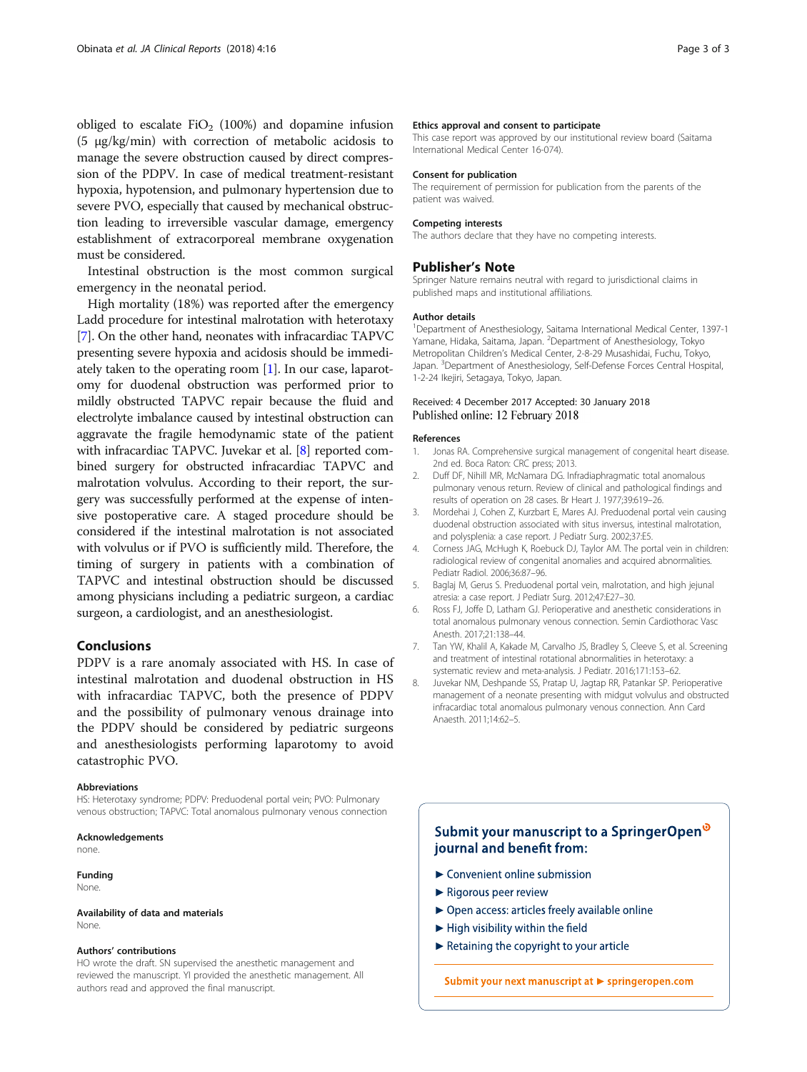obliged to escalate $FiO_2$ (100%) and dopamine infusion (5 μg/kg/min) with correction of metabolic acidosis to manage the severe obstruction caused by direct compression of the PDPV. In case of medical treatment-resistant hypoxia, hypotension, and pulmonary hypertension due to severe PVO, especially that caused by mechanical obstruction leading to irreversible vascular damage, emergency establishment of extracorporeal membrane oxygenation must be considered.

Intestinal obstruction is the most common surgical emergency in the neonatal period.

High mortality (18%) was reported after the emergency Ladd procedure for intestinal malrotation with heterotaxy [7]. On the other hand, neonates with infracardiac TAPVC presenting severe hypoxia and acidosis should be immediately taken to the operating room [1]. In our case, laparotomy for duodenal obstruction was performed prior to mildly obstructed TAPVC repair because the fluid and electrolyte imbalance caused by intestinal obstruction can aggravate the fragile hemodynamic state of the patient with infracardiac TAPVC. Juvekar et al. [8] reported combined surgery for obstructed infracardiac TAPVC and malrotation volvulus. According to their report, the surgery was successfully performed at the expense of intensive postoperative care. A staged procedure should be considered if the intestinal malrotation is not associated with volvulus or if PVO is sufficiently mild. Therefore, the timing of surgery in patients with a combination of TAPVC and intestinal obstruction should be discussed among physicians including a pediatric surgeon, a cardiac surgeon, a cardiologist, and an anesthesiologist.

## Conclusions

PDPV is a rare anomaly associated with HS. In case of intestinal malrotation and duodenal obstruction in HS with infracardiac TAPVC, both the presence of PDPV and the possibility of pulmonary venous drainage into the PDPV should be considered by pediatric surgeons and anesthesiologists performing laparotomy to avoid catastrophic PVO.

### Abbreviations

HS: Heterotaxy syndrome; PDPV: Preduodenal portal vein; PVO: Pulmonary venous obstruction; TAPVC: Total anomalous pulmonary venous connection

### Acknowledgements

none.

### Funding

None.

### Availability of data and materials

None.

### Authors' contributions

HO wrote the draft. SN supervised the anesthetic management and reviewed the manuscript. YI provided the anesthetic management. All authors read and approved the final manuscript.

### Ethics approval and consent to participate

This case report was approved by our institutional review board (Saitama International Medical Center 16-074).

### Consent for publication

The requirement of permission for publication from the parents of the patient was waived.

### Competing interests

The authors declare that they have no competing interests.

## Publisher's Note

Springer Nature remains neutral with regard to jurisdictional claims in published maps and institutional affiliations.

### Author details

[1]Department of Anesthesiology, Saitama International Medical Center, 1397-1 Yamane, Hidaka, Saitama, Japan. [2]Department of Anesthesiology, Tokyo Metropolitan Children's Medical Center, 2-8-29 Musashidai, Fuchu, Tokyo, Japan. [3]Department of Anesthesiology, Self-Defense Forces Central Hospital, 1-2-24 Ikejiri, Setagaya, Tokyo, Japan.

Received: 4 December 2017 Accepted: 30 January 2018
Published online: 12 February 2018

### References

1. Jonas RA. Comprehensive surgical management of congenital heart disease. 2nd ed. Boca Raton: CRC press; 2013.
2. Duff DF, Nihill MR, McNamara DG. Infradiaphragmatic total anomalous pulmonary venous return. Review of clinical and pathological findings and results of operation on 28 cases. Br Heart J. 1977;39:619–26.
3. Mordehai J, Cohen Z, Kurzbart E, Mares AJ. Preduodenal portal vein causing duodenal obstruction associated with situs inversus, intestinal malrotation, and polysplenia: a case report. J Pediatr Surg. 2002;37:E5.
4. Corness JAG, McHugh K, Roebuck DJ, Taylor AM. The portal vein in children: radiological review of congenital anomalies and acquired abnormalities. Pediatr Radiol. 2006;36:87–96.
5. Baglaj M, Gerus S. Preduodenal portal vein, malrotation, and high jejunal atresia: a case report. J Pediatr Surg. 2012;47:E27–30.
6. Ross FJ, Joffe D, Latham GJ. Perioperative and anesthetic considerations in total anomalous pulmonary venous connection. Semin Cardiothorac Vasc Anesth. 2017;21:138–44.
7. Tan YW, Khalil A, Kakade M, Carvalho JS, Bradley S, Cleeve S, et al. Screening and treatment of intestinal rotational abnormalities in heterotaxy: a systematic review and meta-analysis. J Pediatr. 2016;171:153–62.
8. Juvekar NM, Deshpande SS, Pratap U, Jagtap RR, Patankar SP. Perioperative management of a neonate presenting with midgut volvulus and obstructed infracardiac total anomalous pulmonary venous connection. Ann Card Anaesth. 2011;14:62–5.

**Submit your manuscript to a SpringerOpen journal and benefit from:**

- ► Convenient online submission
- ► Rigorous peer review
- ► Open access: articles freely available online
- ► High visibility within the field
- ► Retaining the copyright to your article

Submit your next manuscript at ► springeropen.com